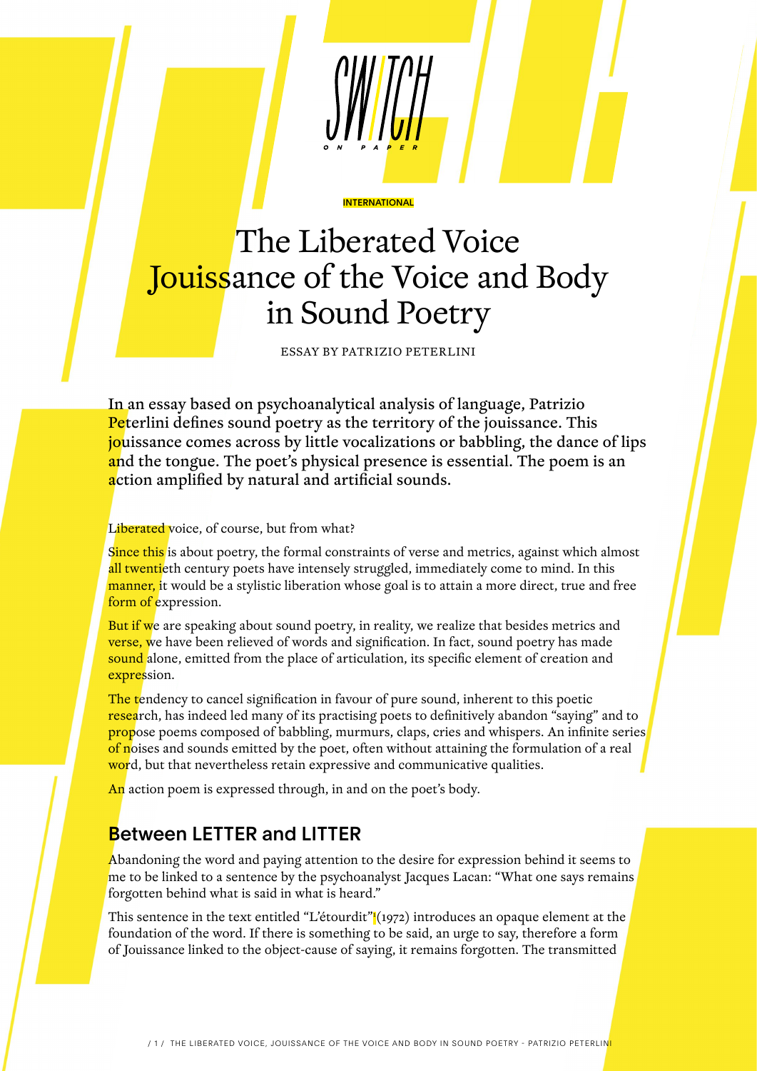INTERNATIONAL

# The Liberated Voice Jouissance of the Voice and Body in Sound Poetry

ESSAY BY PATRIZIO PETERLINI

**In an essay based on psychoanalytical analysis of language, Patrizio Peterlini defines sound poetry as the territory of the jouissance. This jouissance comes across by little vocalizations or babbling, the dance of lips and the tongue. The poet's physical presence is essential. The poem is an action amplified by natural and artificial sounds.**

Liberated voice, of course, but from what?

Since this is about poetry, the formal constraints of verse and metrics, against which almost all twentieth century poets have intensely struggled, immediately come to mind. In this manner, it would be a stylistic liberation whose goal is to attain a more direct, true and free form of expression.

But if we are speaking about sound poetry, in reality, we realize that besides metrics and verse, we have been relieved of words and signification. In fact, sound poetry has made sound alone, emitted from the place of articulation, its specific element of creation and expression.

The tendency to cancel signification in favour of pure sound, inherent to this poetic research, has indeed led many of its practising poets to definitively abandon "saying" and to propose poems composed of babbling, murmurs, claps, cries and whispers. An infinite series of noises and sounds emitted by the poet, often without attaining the formulation of a real word, but that nevertheless retain expressive and communicative qualities.

An action poem is expressed through, in and on the poet's body.

## Between LETTER and LITTER

Abandoning the word and paying attention to the desire for expression behind it seems to me to be linked to a sentence by the psychoanalyst Jacques Lacan: "What one says remains forgotten behind what is said in what is heard."

This sentence in the text entitled "L'étourdit"[1] (1972) introduces an opaque element at the foundation of the word. If there is something to be said, an urge to say, therefore a form of Jouissance linked to the object-cause of saying, it remains forgotten. The transmitted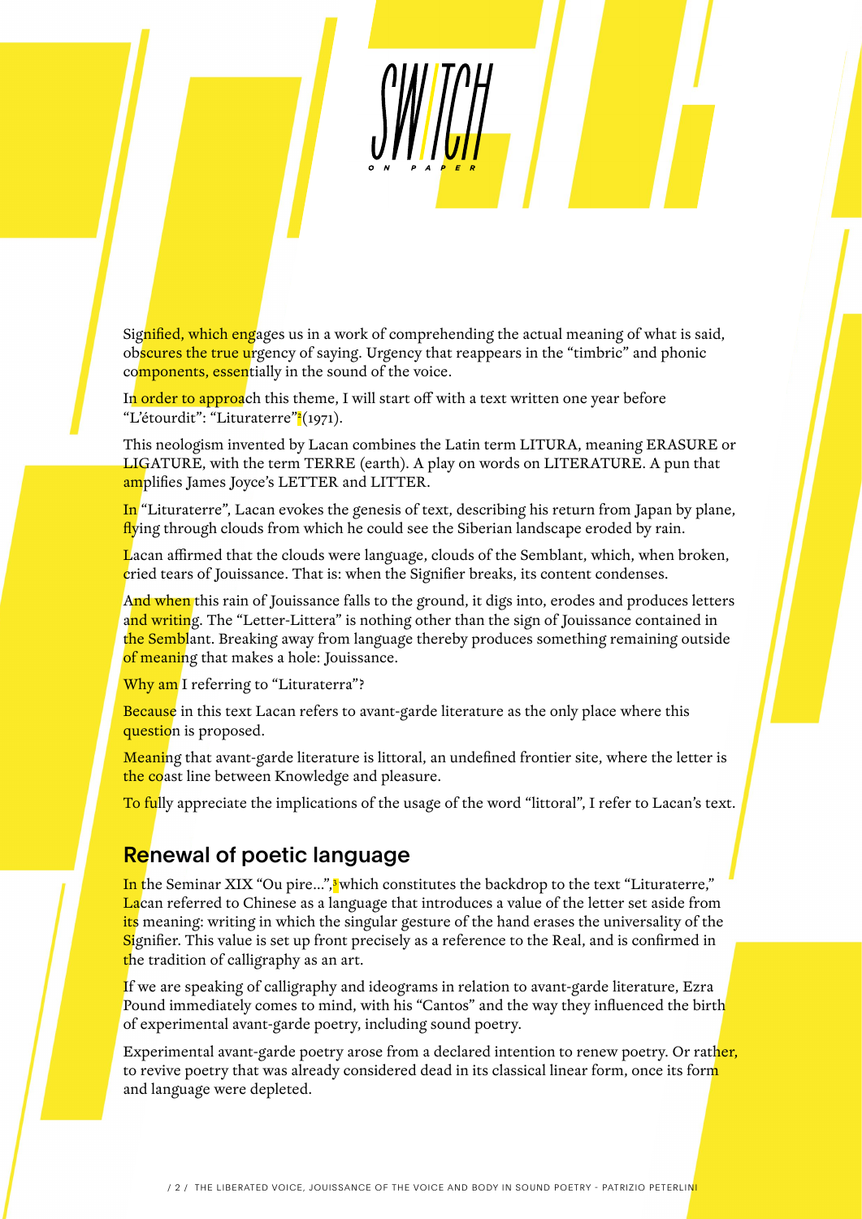Signified, which engages us in a work of comprehending the actual meaning of what is said, obscures the true urgency of saying. Urgency that reappears in the "timbric" and phonic components, essentially in the sound of the voice.

In order to approach this theme, I will start off with a text written one year before "L'étourdit": "Lituraterre"[2] (1971).

This neologism invented by Lacan combines the Latin term LITURA, meaning ERASURE or LIGATURE, with the term TERRE (earth). A play on words on LITERATURE. A pun that amplifies James Joyce's LETTER and LITTER.

In "Lituraterre", Lacan evokes the genesis of text, describing his return from Japan by plane, flying through clouds from which he could see the Siberian landscape eroded by rain.

Lacan affirmed that the clouds were language, clouds of the Semblant, which, when broken, cried tears of Jouissance. That is: when the Signifier breaks, its content condenses.

And when this rain of Jouissance falls to the ground, it digs into, erodes and produces letters and writing. The "Letter-Littera" is nothing other than the sign of Jouissance contained in the Semblant. Breaking away from language thereby produces something remaining outside of meaning that makes a hole: Jouissance.

Why am I referring to "Lituraterra"?

Because in this text Lacan refers to avant-garde literature as the only place where this question is proposed.

Meaning that avant-garde literature is littoral, an undefined frontier site, where the letter is the coast line between Knowledge and pleasure.

To fully appreciate the implications of the usage of the word "littoral", I refer to Lacan's text.

## Renewal of poetic language

In the Seminar XIX "Ou pire...",[3] which constitutes the backdrop to the text "Lituraterre," Lacan referred to Chinese as a language that introduces a value of the letter set aside from its meaning: writing in which the singular gesture of the hand erases the universality of the Signifier. This value is set up front precisely as a reference to the Real, and is confirmed in the tradition of calligraphy as an art.

If we are speaking of calligraphy and ideograms in relation to avant-garde literature, Ezra Pound immediately comes to mind, with his "Cantos" and the way they influenced the birth of experimental avant-garde poetry, including sound poetry.

Experimental avant-garde poetry arose from a declared intention to renew poetry. Or rather, to revive poetry that was already considered dead in its classical linear form, once its form and language were depleted.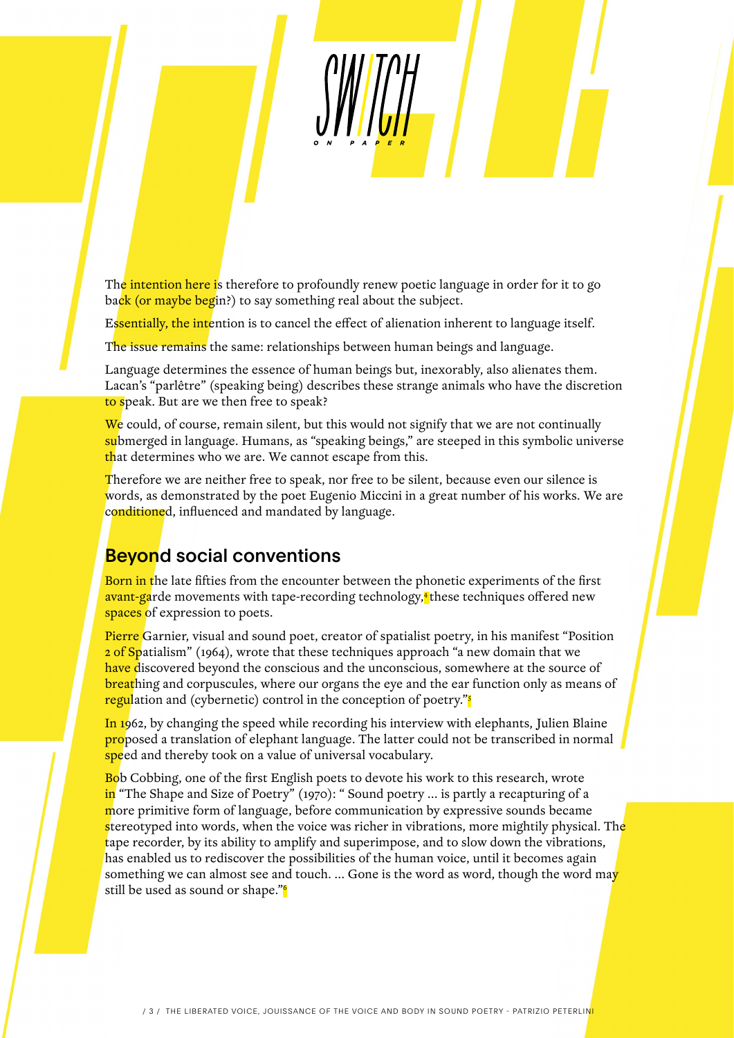The intention here is therefore to profoundly renew poetic language in order for it to go back (or maybe begin?) to say something real about the subject.

Essentially, the intention is to cancel the effect of alienation inherent to language itself.

The issue remains the same: relationships between human beings and language.

Language determines the essence of human beings but, inexorably, also alienates them. Lacan's "parlêtre" (speaking being) describes these strange animals who have the discretion to speak. But are we then free to speak?

We could, of course, remain silent, but this would not signify that we are not continually submerged in language. Humans, as "speaking beings," are steeped in this symbolic universe that determines who we are. We cannot escape from this.

Therefore we are neither free to speak, nor free to be silent, because even our silence is words, as demonstrated by the poet Eugenio Miccini in a great number of his works. We are conditioned, influenced and mandated by language.

## Beyond social conventions

Born in the late fifties from the encounter between the phonetic experiments of the first avant-garde movements with tape-recording technology,[4] these techniques offered new spaces of expression to poets.

Pierre Garnier, visual and sound poet, creator of spatialist poetry, in his manifest "Position 2 of Spatialism" (1964), wrote that these techniques approach "a new domain that we have discovered beyond the conscious and the unconscious, somewhere at the source of breathing and corpuscules, where our organs the eye and the ear function only as means of regulation and (cybernetic) control in the conception of poetry."[5]

In 1962, by changing the speed while recording his interview with elephants, Julien Blaine proposed a translation of elephant language. The latter could not be transcribed in normal speed and thereby took on a value of universal vocabulary.

Bob Cobbing, one of the first English poets to devote his work to this research, wrote in "The Shape and Size of Poetry" (1970): " Sound poetry ... is partly a recapturing of a more primitive form of language, before communication by expressive sounds became stereotyped into words, when the voice was richer in vibrations, more mightily physical. The tape recorder, by its ability to amplify and superimpose, and to slow down the vibrations, has enabled us to rediscover the possibilities of the human voice, until it becomes again something we can almost see and touch. ... Gone is the word as word, though the word may still be used as sound or shape."[6]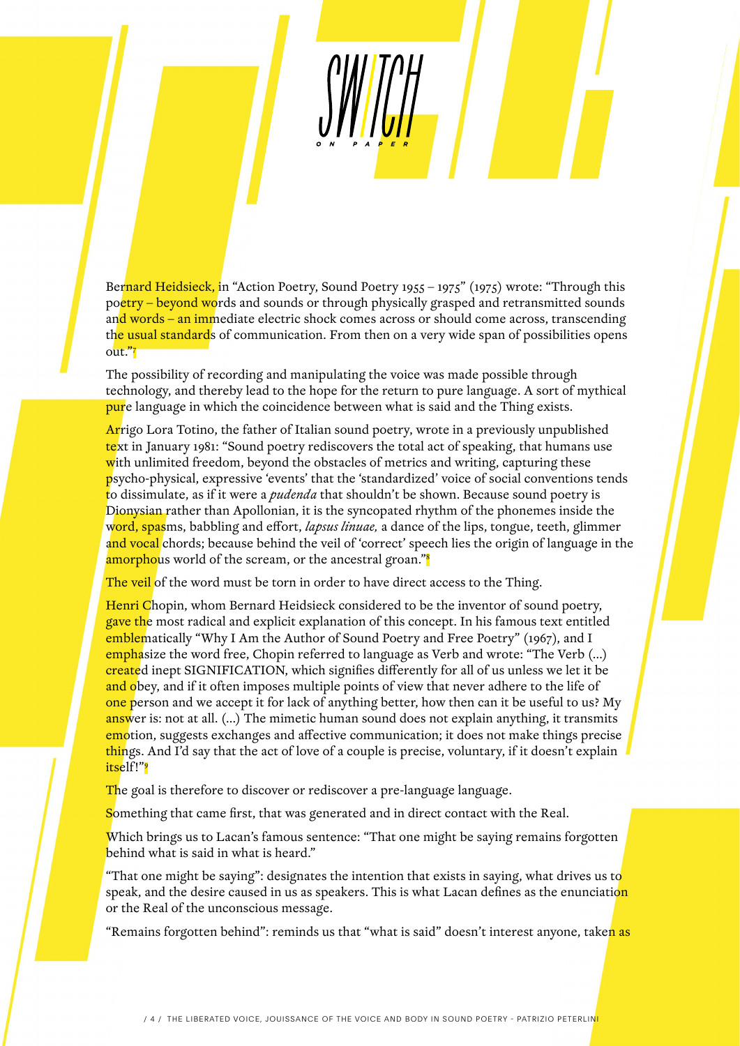Bernard Heidsieck, in "Action Poetry, Sound Poetry 1955 – 1975" (1975) wrote: "Through this poetry – beyond words and sounds or through physically grasped and retransmitted sounds and words – an immediate electric shock comes across or should come across, transcending the usual standards of communication. From then on a very wide span of possibilities opens out."[7]

The possibility of recording and manipulating the voice was made possible through technology, and thereby lead to the hope for the return to pure language. A sort of mythical pure language in which the coincidence between what is said and the Thing exists.

Arrigo Lora Totino, the father of Italian sound poetry, wrote in a previously unpublished text in January 1981: "Sound poetry rediscovers the total act of speaking, that humans use with unlimited freedom, beyond the obstacles of metrics and writing, capturing these psycho-physical, expressive 'events' that the 'standardized' voice of social conventions tends to dissimulate, as if it were a *pudenda* that shouldn't be shown. Because sound poetry is Dionysian rather than Apollonian, it is the syncopated rhythm of the phonemes inside the word, spasms, babbling and effort, *lapsus linuae,* a dance of the lips, tongue, teeth, glimmer and vocal chords; because behind the veil of 'correct' speech lies the origin of language in the amorphous world of the scream, or the ancestral groan."[8]

The veil of the word must be torn in order to have direct access to the Thing.

Henri Chopin, whom Bernard Heidsieck considered to be the inventor of sound poetry, gave the most radical and explicit explanation of this concept. In his famous text entitled emblematically "Why I Am the Author of Sound Poetry and Free Poetry" (1967), and I emphasize the word free, Chopin referred to language as Verb and wrote: "The Verb (...) created inept SIGNIFICATION, which signifies differently for all of us unless we let it be and obey, and if it often imposes multiple points of view that never adhere to the life of one person and we accept it for lack of anything better, how then can it be useful to us? My answer is: not at all. (...) The mimetic human sound does not explain anything, it transmits emotion, suggests exchanges and affective communication; it does not make things precise things. And I'd say that the act of love of a couple is precise, voluntary, if it doesn't explain itself!"[9]

The goal is therefore to discover or rediscover a pre-language language.

Something that came first, that was generated and in direct contact with the Real.

Which brings us to Lacan's famous sentence: "That one might be saying remains forgotten behind what is said in what is heard."

"That one might be saying": designates the intention that exists in saying, what drives us to speak, and the desire caused in us as speakers. This is what Lacan defines as the enunciation or the Real of the unconscious message.

"Remains forgotten behind": reminds us that "what is said" doesn't interest anyone, taken as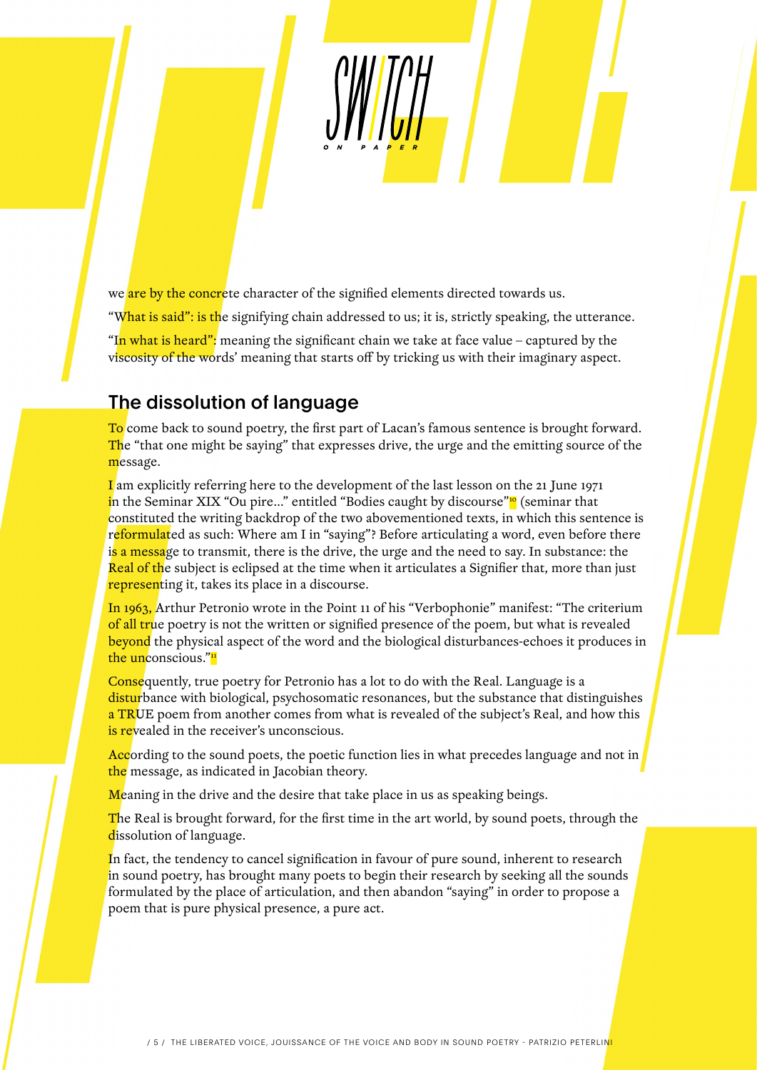we are by the concrete character of the signified elements directed towards us.

"What is said": is the signifying chain addressed to us; it is, strictly speaking, the utterance.

"In what is heard": meaning the significant chain we take at face value – captured by the viscosity of the words' meaning that starts off by tricking us with their imaginary aspect.

## The dissolution of language

To come back to sound poetry, the first part of Lacan's famous sentence is brought forward. The "that one might be saying" that expresses drive, the urge and the emitting source of the message.

I am explicitly referring here to the development of the last lesson on the 21 June 1971 in the Seminar XIX "Ou pire…" entitled "Bodies caught by discourse"[10] (seminar that constituted the writing backdrop of the two abovementioned texts, in which this sentence is reformulated as such: Where am I in "saying"? Before articulating a word, even before there is a message to transmit, there is the drive, the urge and the need to say. In substance: the Real of the subject is eclipsed at the time when it articulates a Signifier that, more than just representing it, takes its place in a discourse.

In 1963, Arthur Petronio wrote in the Point 11 of his "Verbophonie" manifest: "The criterium of all true poetry is not the written or signified presence of the poem, but what is revealed beyond the physical aspect of the word and the biological disturbances-echoes it produces in the unconscious."[11]

Consequently, true poetry for Petronio has a lot to do with the Real. Language is a disturbance with biological, psychosomatic resonances, but the substance that distinguishes a TRUE poem from another comes from what is revealed of the subject's Real, and how this is revealed in the receiver's unconscious.

According to the sound poets, the poetic function lies in what precedes language and not in the message, as indicated in Jacobian theory.

Meaning in the drive and the desire that take place in us as speaking beings.

The Real is brought forward, for the first time in the art world, by sound poets, through the dissolution of language.

In fact, the tendency to cancel signification in favour of pure sound, inherent to research in sound poetry, has brought many poets to begin their research by seeking all the sounds formulated by the place of articulation, and then abandon "saying" in order to propose a poem that is pure physical presence, a pure act.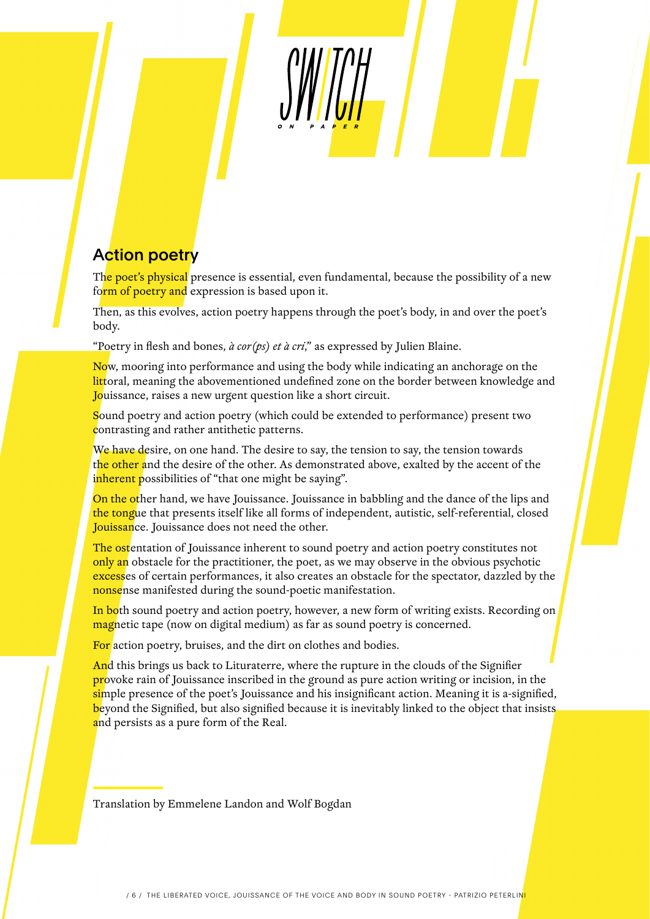## Action poetry

The poet's physical presence is essential, even fundamental, because the possibility of a new form of poetry and expression is based upon it.

Then, as this evolves, action poetry happens through the poet's body, in and over the poet's body.

"Poetry in flesh and bones, *à cor(ps) et à cri*," as expressed by Julien Blaine.

Now, mooring into performance and using the body while indicating an anchorage on the littoral, meaning the abovementioned undefined zone on the border between knowledge and Jouissance, raises a new urgent question like a short circuit.

Sound poetry and action poetry (which could be extended to performance) present two contrasting and rather antithetic patterns.

We have desire, on one hand. The desire to say, the tension to say, the tension towards the other and the desire of the other. As demonstrated above, exalted by the accent of the inherent possibilities of "that one might be saying".

On the other hand, we have Jouissance. Jouissance in babbling and the dance of the lips and the tongue that presents itself like all forms of independent, autistic, self-referential, closed Jouissance. Jouissance does not need the other.

The ostentation of Jouissance inherent to sound poetry and action poetry constitutes not only an obstacle for the practitioner, the poet, as we may observe in the obvious psychotic excesses of certain performances, it also creates an obstacle for the spectator, dazzled by the nonsense manifested during the sound-poetic manifestation.

In both sound poetry and action poetry, however, a new form of writing exists. Recording on magnetic tape (now on digital medium) as far as sound poetry is concerned.

For action poetry, bruises, and the dirt on clothes and bodies.

And this brings us back to Lituraterre, where the rupture in the clouds of the Signifier provoke rain of Jouissance inscribed in the ground as pure action writing or incision, in the simple presence of the poet's Jouissance and his insignificant action. Meaning it is a-signified, beyond the Signified, but also signified because it is inevitably linked to the object that insists and persists as a pure form of the Real.

---

Translation by Emmelene Landon and Wolf Bogdan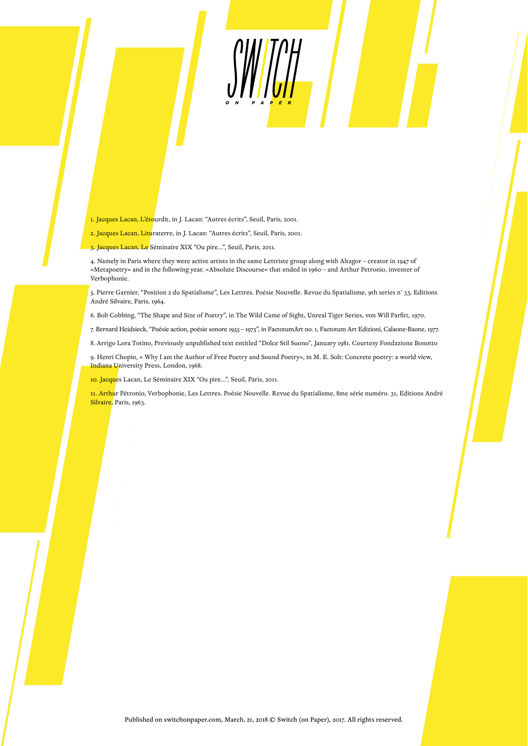1. Jacques Lacan, L'étourdit, in J. Lacan: "Autres écrits", Seuil, Paris, 2001.

2. Jacques Lacan, Lituraterre, in J. Lacan: "Autres écrits", Seuil, Paris, 2001.

3. Jacques Lacan, Le Séminaire XIX "Ou pire…", Seuil, Paris, 2011.

4. Namely in Paris where they were active artists in the same Lettriste group along with Altagor – creator in 1947 of «Metapoetry» and in the following year, «Absolute Discourse» that ended in 1960 – and Arthur Petronio, inventer of Verbophonie.

5. Pierre Garnier, "Position 2 du Spatialisme", Les Lettres. Poésie Nouvelle. Revue du Spatialisme, 9th series n° 33, Editions André Silvaire, Paris, 1964.

6. Bob Cobbing, "The Shape and Size of Poetry", in The Wild Came of Sight, Unreal Tiger Series, von Will Parfitt, 1970.

7. Bernard Heidsieck, "Poésie action, poésie sonore 1955 – 1975", in FactotumArt no. 1, Factotum Art Edizioni, Calaone-Baone, 1977.

8. Arrigo Lora Totino, Previously unpublished text entitled "Dolce Stil Suono", January 1981. Courtesy Fondazione Bonotto

9. Henri Chopin, « Why I am the Author of Free Poetry and Sound Poetry», in M. E. Solt: Concrete poetry: a world view, Indiana University Press, London, 1968.

10. Jacques Lacan, Le Séminaire XIX "Ou pire…", Seuil, Paris, 2011.

11. Arthur Pétronio, Verbophonie, Les Lettres. Poésie Nouvelle. Revue du Spatialisme, 8me série numéro. 31, Editions André Silvaire, Paris, 1963.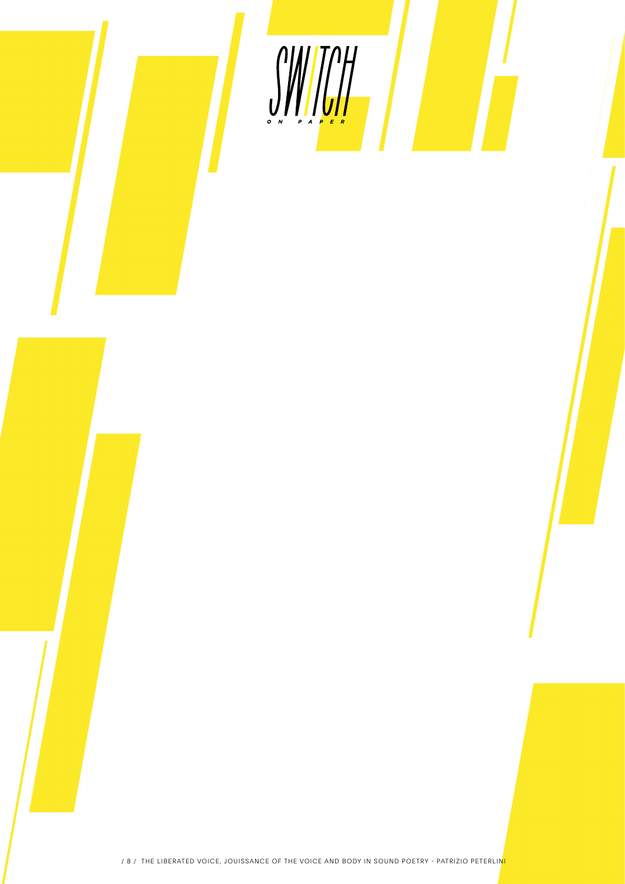SWITCH

ON PAPER